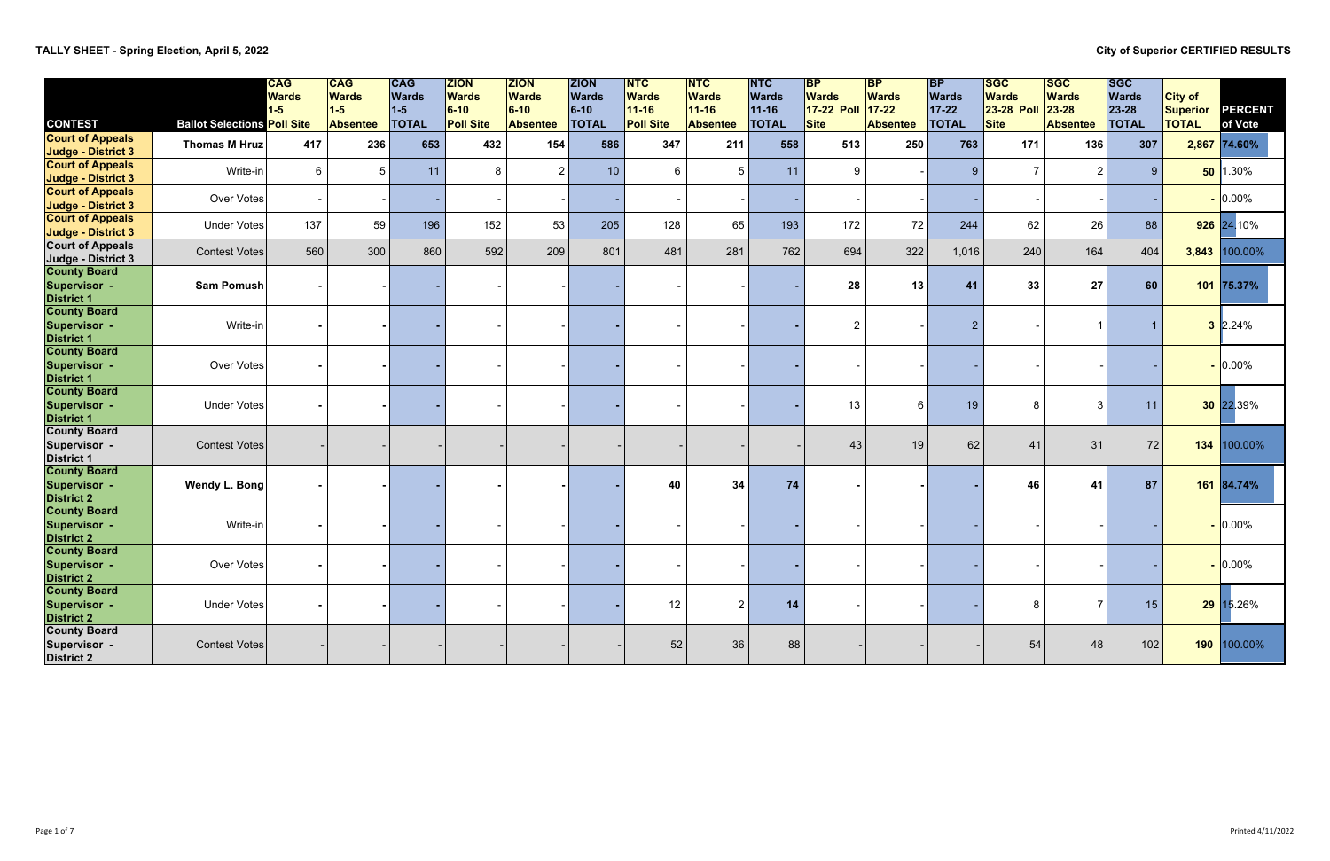**TALLY SHEET - Spring Election, April 5, 2022**

**City of Superior CERTIFIED RESULTS**

| CONTEST | Ballot Selections | CAG Wards 1-5 Poll Site | CAG Wards 1-5 Absentee | CAG Wards 1-5 TOTAL | ZION Wards 6-10 Poll Site | ZION Wards 6-10 Absentee | ZION Wards 6-10 TOTAL | NTC Wards 11-16 Poll Site | NTC Wards 11-16 Absentee | NTC Wards 11-16 TOTAL | BP Wards 17-22 Poll Site | BP Wards 17-22 Absentee | BP Wards 17-22 TOTAL | SGC Wards 23-28 Poll Site | SGC Wards 23-28 Absentee | SGC Wards 23-28 TOTAL | City of Superior TOTAL | PERCENT of Vote |
|---|---|---|---|---|---|---|---|---|---|---|---|---|---|---|---|---|---|---|
| Court of Appeals Judge - District 3 | **Thomas M Hruz** | **417** | **236** | **653** | **432** | **154** | **586** | **347** | **211** | **558** | **513** | **250** | **763** | **171** | **136** | **307** | **2,867** | **74.60%** |
| Court of Appeals Judge - District 3 | Write-in | 6 | 5 | 11 | 8 | 2 | 10 | 6 | 5 | 11 | 9 | - | 9 | 7 | 2 | 9 | **50** | 1.30% |
| Court of Appeals Judge - District 3 | Over Votes | - | - | - | - | - | - | - | - | - | - | - | - | - | - | - | **-** | 0.00% |
| Court of Appeals Judge - District 3 | Under Votes | 137 | 59 | 196 | 152 | 53 | 205 | 128 | 65 | 193 | 172 | 72 | 244 | 62 | 26 | 88 | **926** | 24.10% |
| Court of Appeals Judge - District 3 | Contest Votes | 560 | 300 | 860 | 592 | 209 | 801 | 481 | 281 | 762 | 694 | 322 | 1,016 | 240 | 164 | 404 | **3,843** | 100.00% |
| County Board Supervisor - District 1 | **Sam Pomush** | **-** | **-** | **-** | **-** | **-** | **-** | **-** | **-** | **-** | **28** | **13** | **41** | **33** | **27** | **60** | **101** | **75.37%** |
| County Board Supervisor - District 1 | Write-in | - | - | - | - | - | - | - | - | - | 2 | - | 2 | - | 1 | 1 | **3** | 2.24% |
| County Board Supervisor - District 1 | Over Votes | - | - | - | - | - | - | - | - | - | - | - | - | - | - | - | **-** | 0.00% |
| County Board Supervisor - District 1 | Under Votes | - | - | - | - | - | - | - | - | - | 13 | 6 | 19 | 8 | 3 | 11 | **30** | 22.39% |
| County Board Supervisor - District 1 | Contest Votes | - | - | - | - | - | - | - | - | - | 43 | 19 | 62 | 41 | 31 | 72 | **134** | 100.00% |
| County Board Supervisor - District 2 | **Wendy L. Bong** | **-** | **-** | **-** | **-** | **-** | **-** | **40** | **34** | **74** | **-** | **-** | **-** | **46** | **41** | **87** | **161** | **84.74%** |
| County Board Supervisor - District 2 | Write-in | - | - | - | - | - | - | - | - | - | - | - | - | - | - | - | **-** | 0.00% |
| County Board Supervisor - District 2 | Over Votes | - | - | - | - | - | - | - | - | - | - | - | - | - | - | - | **-** | 0.00% |
| County Board Supervisor - District 2 | Under Votes | - | - | - | - | - | - | 12 | 2 | 14 | - | - | - | 8 | 7 | 15 | **29** | 15.26% |
| County Board Supervisor - District 2 | Contest Votes | - | - | - | - | - | - | 52 | 36 | 88 | - | - | - | 54 | 48 | 102 | **190** | 100.00% |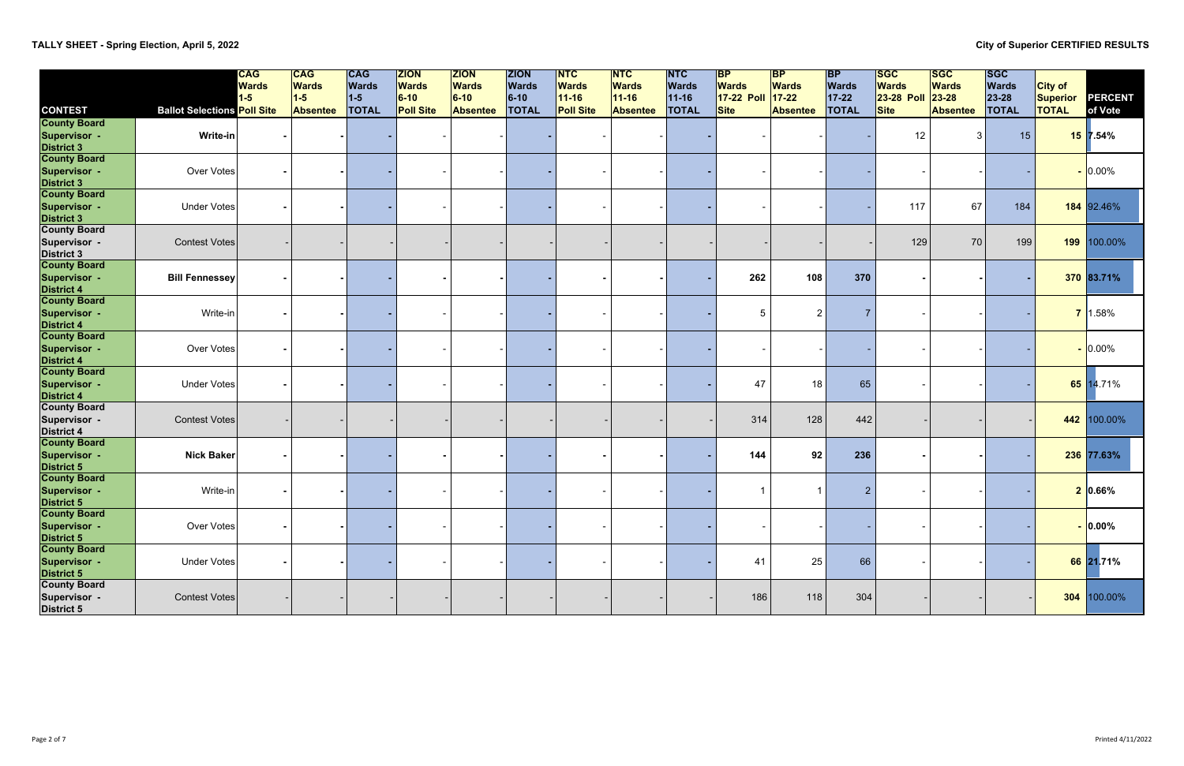**TALLY SHEET - Spring Election, April 5, 2022**

**City of Superior CERTIFIED RESULTS**

| CONTEST | Ballot Selections | CAG Wards 1-5 Poll Site | CAG Wards 1-5 Absentee | CAG Wards 1-5 TOTAL | ZION Wards 6-10 Poll Site | ZION Wards 6-10 Absentee | ZION Wards 6-10 TOTAL | NTC Wards 11-16 Poll Site | NTC Wards 11-16 Absentee | NTC Wards 11-16 TOTAL | BP Wards 17-22 Poll Site | BP Wards 17-22 Absentee | BP Wards 17-22 TOTAL | SGC Wards 23-28 Poll Site | SGC Wards 23-28 Absentee | SGC Wards 23-28 TOTAL | City of Superior TOTAL | PERCENT of Vote |
|---|---|---|---|---|---|---|---|---|---|---|---|---|---|---|---|---|---|---|
| County Board Supervisor - District 3 | **Write-in** | - | - | - | - | - | - | - | - | - | - | - | - | 12 | 3 | 15 | 15 | 7.54% |
| County Board Supervisor - District 3 | Over Votes | - | - | - | - | - | - | - | - | - | - | - | - | - | - | - | - | 0.00% |
| County Board Supervisor - District 3 | Under Votes | - | - | - | - | - | - | - | - | - | - | - | - | 117 | 67 | 184 | 184 | 92.46% |
| County Board Supervisor - District 3 | Contest Votes | - | - | - | - | - | - | - | - | - | - | - | - | 129 | 70 | 199 | 199 | 100.00% |
| County Board Supervisor - District 4 | **Bill Fennessey** | - | - | - | - | - | - | - | - | - | 262 | 108 | 370 | - | - | - | 370 | 83.71% |
| County Board Supervisor - District 4 | Write-in | - | - | - | - | - | - | - | - | - | 5 | 2 | 7 | - | - | - | 7 | 1.58% |
| County Board Supervisor - District 4 | Over Votes | - | - | - | - | - | - | - | - | - | - | - | - | - | - | - | - | 0.00% |
| County Board Supervisor - District 4 | Under Votes | - | - | - | - | - | - | - | - | - | 47 | 18 | 65 | - | - | - | 65 | 14.71% |
| County Board Supervisor - District 4 | Contest Votes | - | - | - | - | - | - | - | - | - | 314 | 128 | 442 | - | - | - | 442 | 100.00% |
| County Board Supervisor - District 5 | **Nick Baker** | - | - | - | - | - | - | - | - | - | 144 | 92 | 236 | - | - | - | 236 | 77.63% |
| County Board Supervisor - District 5 | Write-in | - | - | - | - | - | - | - | - | - | 1 | 1 | 2 | - | - | - | 2 | 0.66% |
| County Board Supervisor - District 5 | Over Votes | - | - | - | - | - | - | - | - | - | - | - | - | - | - | - | - | 0.00% |
| County Board Supervisor - District 5 | Under Votes | - | - | - | - | - | - | - | - | - | 41 | 25 | 66 | - | - | - | 66 | 21.71% |
| County Board Supervisor - District 5 | Contest Votes | - | - | - | - | - | - | - | - | - | 186 | 118 | 304 | - | - | - | 304 | 100.00% |

Printed 4/11/2022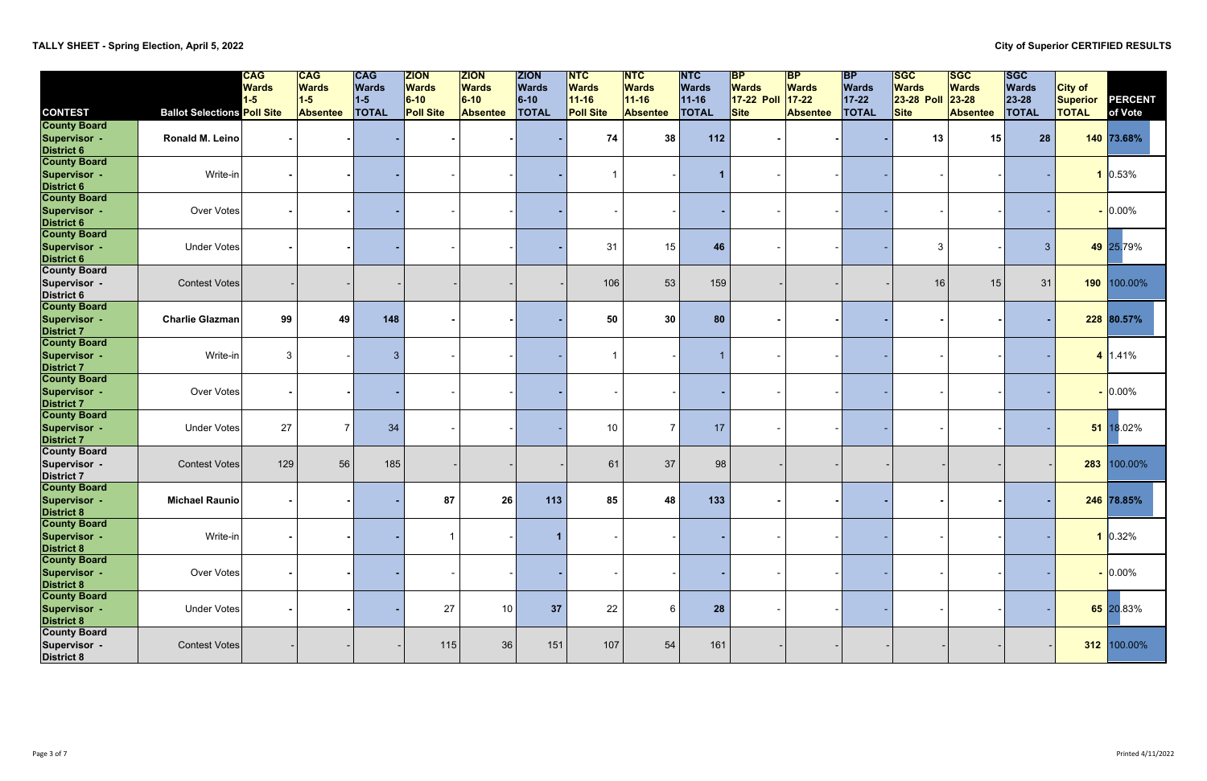**TALLY SHEET - Spring Election, April 5, 2022**

**City of Superior CERTIFIED RESULTS**

| CONTEST | Ballot Selections | CAG Wards 1-5 Poll Site | CAG Wards 1-5 Absentee | CAG Wards 1-5 TOTAL | ZION Wards 6-10 Poll Site | ZION Wards 6-10 Absentee | ZION Wards 6-10 TOTAL | NTC Wards 11-16 Poll Site | NTC Wards 11-16 Absentee | NTC Wards 11-16 TOTAL | BP Wards 17-22 Poll Site | BP Wards 17-22 Absentee | BP Wards 17-22 TOTAL | SGC Wards 23-28 Poll Site | SGC Wards 23-28 Absentee | SGC Wards 23-28 TOTAL | City of Superior TOTAL | PERCENT of Vote |
|---|---|---|---|---|---|---|---|---|---|---|---|---|---|---|---|---|---|---|
| County Board Supervisor - District 6 | **Ronald M. Leino** | - | - | - | - | - | - | **74** | **38** | **112** | - | - | - | **13** | **15** | **28** | **140** | **73.68%** |
| County Board Supervisor - District 6 | Write-in | - | - | - | - | - | - | 1 | - | **1** | - | - | - | - | - | - | **1** | 0.53% |
| County Board Supervisor - District 6 | Over Votes | - | - | - | - | - | - | - | - | - | - | - | - | - | - | - | - | 0.00% |
| County Board Supervisor - District 6 | Under Votes | - | - | - | - | - | - | 31 | 15 | **46** | - | - | - | 3 | - | 3 | **49** | 25.79% |
| County Board Supervisor - District 6 | Contest Votes | - | - | - | - | - | - | 106 | 53 | 159 | - | - | - | 16 | 15 | 31 | **190** | 100.00% |
| County Board Supervisor - District 7 | **Charlie Glazman** | **99** | **49** | **148** | - | - | - | **50** | **30** | **80** | - | - | - | - | - | - | **228** | **80.57%** |
| County Board Supervisor - District 7 | Write-in | 3 | - | 3 | - | - | - | 1 | - | 1 | - | - | - | - | - | - | **4** | 1.41% |
| County Board Supervisor - District 7 | Over Votes | - | - | - | - | - | - | - | - | - | - | - | - | - | - | - | - | 0.00% |
| County Board Supervisor - District 7 | Under Votes | 27 | 7 | 34 | - | - | - | 10 | 7 | 17 | - | - | - | - | - | - | **51** | 18.02% |
| County Board Supervisor - District 7 | Contest Votes | 129 | 56 | 185 | - | - | - | 61 | 37 | 98 | - | - | - | - | - | - | **283** | 100.00% |
| County Board Supervisor - District 8 | **Michael Raunio** | - | - | - | **87** | **26** | **113** | **85** | **48** | **133** | - | - | - | - | - | - | **246** | **78.85%** |
| County Board Supervisor - District 8 | Write-in | - | - | - | 1 | - | **1** | - | - | - | - | - | - | - | - | - | **1** | 0.32% |
| County Board Supervisor - District 8 | Over Votes | - | - | - | - | - | - | - | - | - | - | - | - | - | - | - | - | 0.00% |
| County Board Supervisor - District 8 | Under Votes | - | - | - | 27 | 10 | **37** | 22 | 6 | **28** | - | - | - | - | - | - | **65** | 20.83% |
| County Board Supervisor - District 8 | Contest Votes | - | - | - | 115 | 36 | 151 | 107 | 54 | 161 | - | - | - | - | - | - | **312** | 100.00% |

Printed 4/11/2022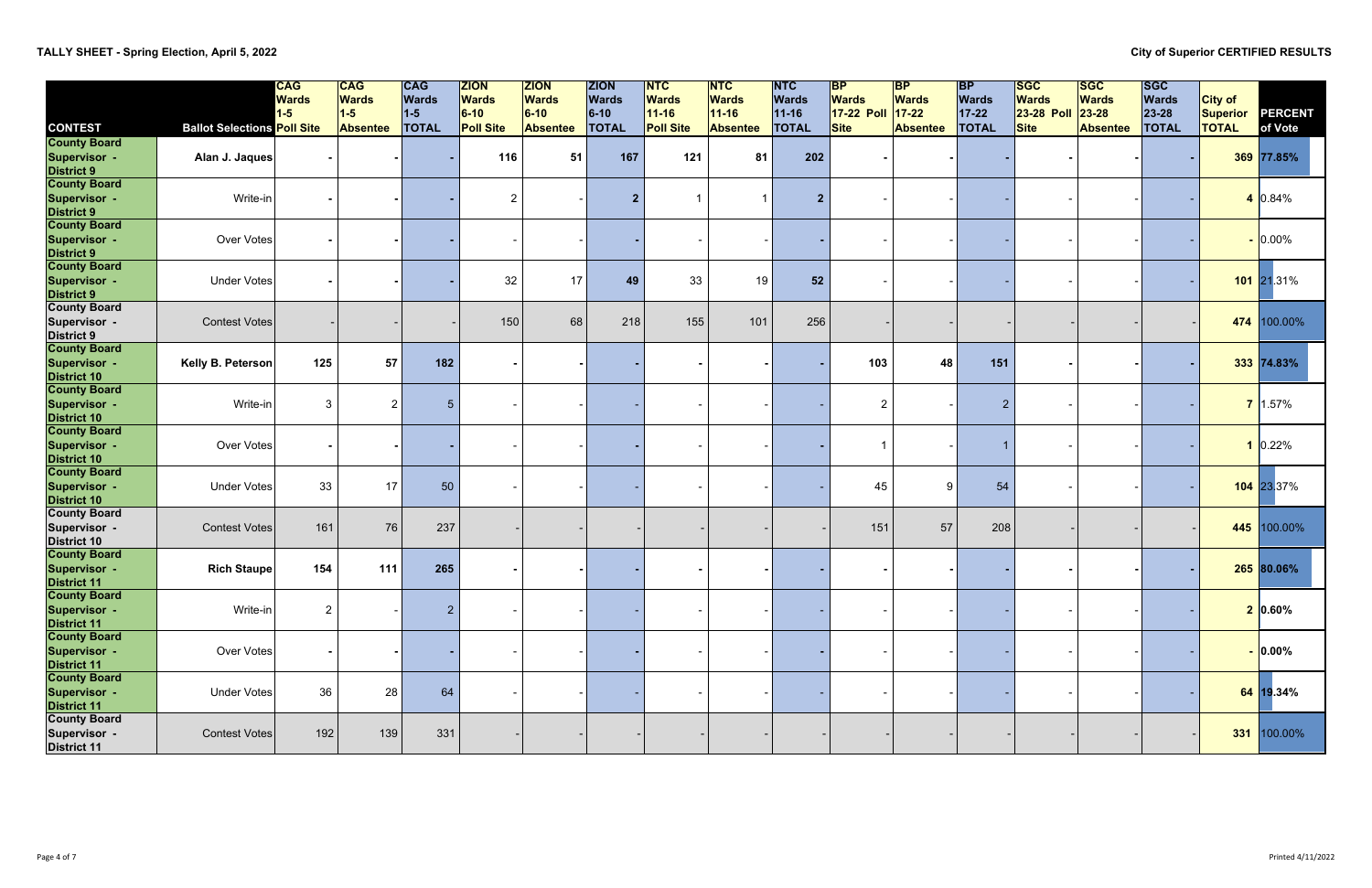**TALLY SHEET - Spring Election, April 5, 2022**

**City of Superior CERTIFIED RESULTS**

| CONTEST | Ballot Selections | CAG Wards 1-5 Poll Site | CAG Wards 1-5 Absentee | CAG Wards 1-5 TOTAL | ZION Wards 6-10 Poll Site | ZION Wards 6-10 Absentee | ZION Wards 6-10 TOTAL | NTC Wards 11-16 Poll Site | NTC Wards 11-16 Absentee | NTC Wards 11-16 TOTAL | BP Wards 17-22 Poll Site | BP Wards 17-22 Absentee | BP Wards 17-22 TOTAL | SGC Wards 23-28 Poll Site | SGC Wards 23-28 Absentee | SGC Wards 23-28 TOTAL | City of Superior TOTAL | PERCENT of Vote |
|---|---|---|---|---|---|---|---|---|---|---|---|---|---|---|---|---|---|---|
| County Board Supervisor - District 9 | **Alan J. Jaques** | - | - | - | 116 | 51 | 167 | 121 | 81 | 202 | - | - | - | - | - | - | 369 | 77.85% |
| County Board Supervisor - District 9 | Write-in | - | - | - | 2 | - | 2 | 1 | 1 | 2 | - | - | - | - | - | - | 4 | 0.84% |
| County Board Supervisor - District 9 | Over Votes | - | - | - | - | - | - | - | - | - | - | - | - | - | - | - | - | 0.00% |
| County Board Supervisor - District 9 | Under Votes | - | - | - | 32 | 17 | 49 | 33 | 19 | 52 | - | - | - | - | - | - | 101 | 21.31% |
| County Board Supervisor - District 9 | Contest Votes | - | - | - | 150 | 68 | 218 | 155 | 101 | 256 | - | - | - | - | - | - | 474 | 100.00% |
| County Board Supervisor - District 10 | **Kelly B. Peterson** | 125 | 57 | 182 | - | - | - | - | - | - | 103 | 48 | 151 | - | - | - | 333 | 74.83% |
| County Board Supervisor - District 10 | Write-in | 3 | 2 | 5 | - | - | - | - | - | - | 2 | - | 2 | - | - | - | 7 | 1.57% |
| County Board Supervisor - District 10 | Over Votes | - | - | - | - | - | - | - | - | - | 1 | - | 1 | - | - | - | 1 | 0.22% |
| County Board Supervisor - District 10 | Under Votes | 33 | 17 | 50 | - | - | - | - | - | - | 45 | 9 | 54 | - | - | - | 104 | 23.37% |
| County Board Supervisor - District 10 | Contest Votes | 161 | 76 | 237 | - | - | - | - | - | - | 151 | 57 | 208 | - | - | - | 445 | 100.00% |
| County Board Supervisor - District 11 | **Rich Staupe** | 154 | 111 | 265 | - | - | - | - | - | - | - | - | - | - | - | - | 265 | 80.06% |
| County Board Supervisor - District 11 | Write-in | 2 | - | 2 | - | - | - | - | - | - | - | - | - | - | - | - | 2 | 0.60% |
| County Board Supervisor - District 11 | Over Votes | - | - | - | - | - | - | - | - | - | - | - | - | - | - | - | - | 0.00% |
| County Board Supervisor - District 11 | Under Votes | 36 | 28 | 64 | - | - | - | - | - | - | - | - | - | - | - | - | 64 | 19.34% |
| County Board Supervisor - District 11 | Contest Votes | 192 | 139 | 331 | - | - | - | - | - | - | - | - | - | - | - | - | 331 | 100.00% |

Printed 4/11/2022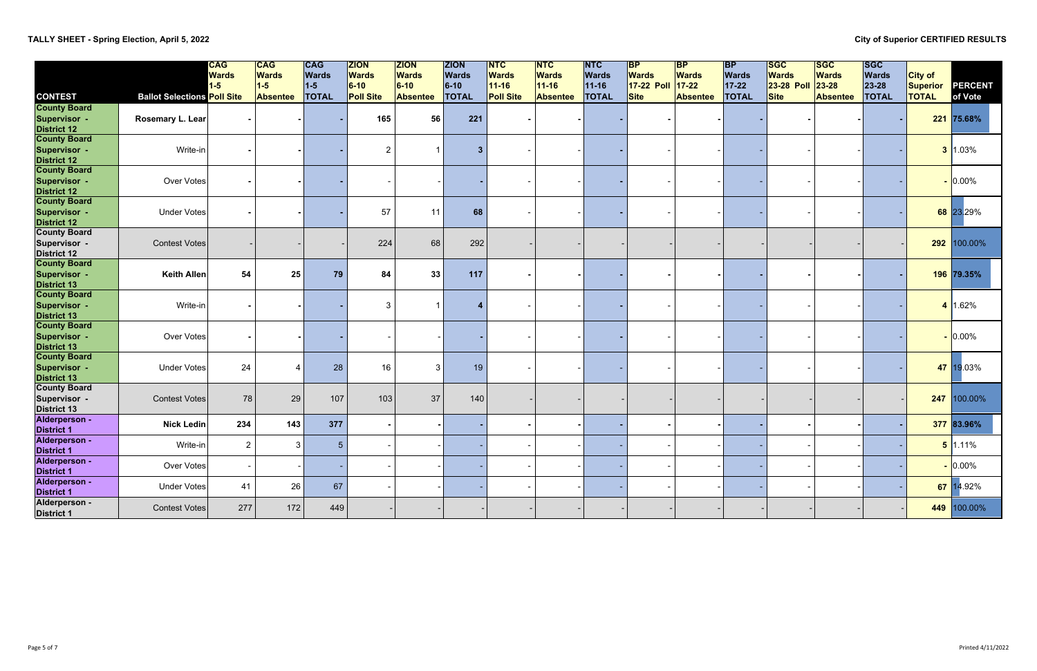## TALLY SHEET - Spring Election, April 5, 2022

## City of Superior CERTIFIED RESULTS

| CONTEST | Ballot Selections | CAG Wards 1-5 Poll Site | CAG Wards 1-5 Absentee | CAG Wards 1-5 TOTAL | ZION Wards 6-10 Poll Site | ZION Wards 6-10 Absentee | ZION Wards 6-10 TOTAL | NTC Wards 11-16 Poll Site | NTC Wards 11-16 Absentee | NTC Wards 11-16 TOTAL | BP Wards 17-22 Poll Site | BP Wards 17-22 Absentee | BP Wards 17-22 TOTAL | SGC Wards 23-28 Poll Site | SGC Wards 23-28 Absentee | SGC Wards 23-28 TOTAL | City of Superior TOTAL | PERCENT of Vote |
|---|---|---|---|---|---|---|---|---|---|---|---|---|---|---|---|---|---|---|
| County Board Supervisor - District 12 | Rosemary L. Lear | - | - | - | 165 | 56 | 221 | - | - | - | - | - | - | - | - | - | 221 | 75.68% |
| County Board Supervisor - District 12 | Write-in | - | - | - | 2 | 1 | 3 | - | - | - | - | - | - | - | - | - | 3 | 1.03% |
| County Board Supervisor - District 12 | Over Votes | - | - | - | - | - | - | - | - | - | - | - | - | - | - | - | - | 0.00% |
| County Board Supervisor - District 12 | Under Votes | - | - | - | 57 | 11 | 68 | - | - | - | - | - | - | - | - | - | 68 | 23.29% |
| County Board Supervisor - District 12 | Contest Votes | - | - | - | 224 | 68 | 292 | - | - | - | - | - | - | - | - | - | 292 | 100.00% |
| County Board Supervisor - District 13 | Keith Allen | 54 | 25 | 79 | 84 | 33 | 117 | - | - | - | - | - | - | - | - | - | 196 | 79.35% |
| County Board Supervisor - District 13 | Write-in | - | - | - | 3 | 1 | 4 | - | - | - | - | - | - | - | - | - | 4 | 1.62% |
| County Board Supervisor - District 13 | Over Votes | - | - | - | - | - | - | - | - | - | - | - | - | - | - | - | - | 0.00% |
| County Board Supervisor - District 13 | Under Votes | 24 | 4 | 28 | 16 | 3 | 19 | - | - | - | - | - | - | - | - | - | 47 | 19.03% |
| County Board Supervisor - District 13 | Contest Votes | 78 | 29 | 107 | 103 | 37 | 140 | - | - | - | - | - | - | - | - | - | 247 | 100.00% |
| Alderperson - District 1 | Nick Ledin | 234 | 143 | 377 | - | - | - | - | - | - | - | - | - | - | - | - | 377 | 83.96% |
| Alderperson - District 1 | Write-in | 2 | 3 | 5 | - | - | - | - | - | - | - | - | - | - | - | - | 5 | 1.11% |
| Alderperson - District 1 | Over Votes | - | - | - | - | - | - | - | - | - | - | - | - | - | - | - | - | 0.00% |
| Alderperson - District 1 | Under Votes | 41 | 26 | 67 | - | - | - | - | - | - | - | - | - | - | - | - | 67 | 14.92% |
| Alderperson - District 1 | Contest Votes | 277 | 172 | 449 | - | - | - | - | - | - | - | - | - | - | - | - | 449 | 100.00% |

Printed 4/11/2022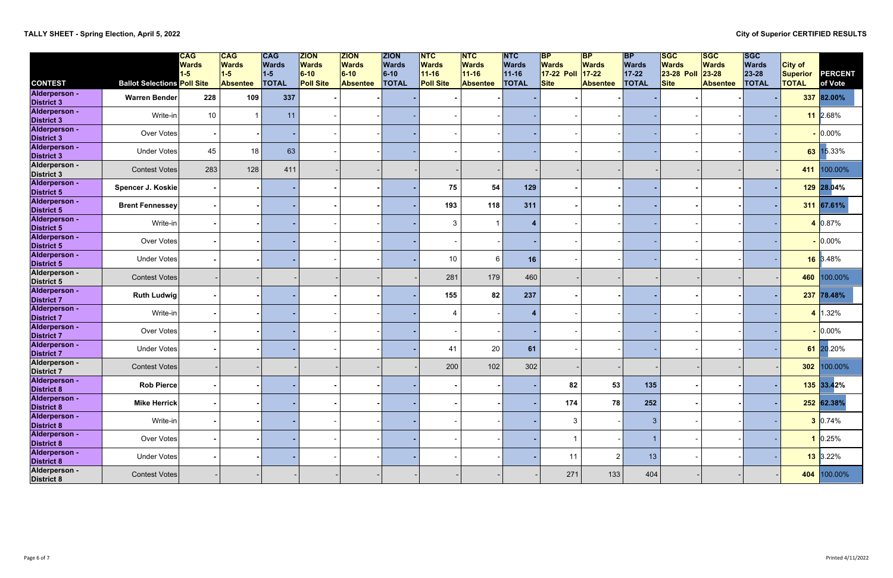**TALLY SHEET - Spring Election, April 5, 2022** **City of Superior CERTIFIED RESULTS**

| CONTEST | Ballot Selections | CAG Wards 1-5 Poll Site | CAG Wards 1-5 Absentee | CAG Wards 1-5 TOTAL | ZION Wards 6-10 Poll Site | ZION Wards 6-10 Absentee | ZION Wards 6-10 TOTAL | NTC Wards 11-16 Poll Site | NTC Wards 11-16 Absentee | NTC Wards 11-16 TOTAL | BP Wards 17-22 Poll Site | BP Wards 17-22 Absentee | BP Wards 17-22 TOTAL | SGC Wards 23-28 Poll Site | SGC Wards 23-28 Absentee | SGC Wards 23-28 TOTAL | City of Superior TOTAL | PERCENT of Vote |
|---|---|---|---|---|---|---|---|---|---|---|---|---|---|---|---|---|---|---|
| Alderperson - District 3 | **Warren Bender** | 228 | 109 | 337 | - | - | - | - | - | - | - | - | - | - | - | - | 337 | 82.00% |
| Alderperson - District 3 | Write-in | 10 | 1 | 11 | - | - | - | - | - | - | - | - | - | - | - | - | 11 | 2.68% |
| Alderperson - District 3 | Over Votes | - | - | - | - | - | - | - | - | - | - | - | - | - | - | - | - | 0.00% |
| Alderperson - District 3 | Under Votes | 45 | 18 | 63 | - | - | - | - | - | - | - | - | - | - | - | - | 63 | 15.33% |
| Alderperson - District 3 | Contest Votes | 283 | 128 | 411 | - | - | - | - | - | - | - | - | - | - | - | - | 411 | 100.00% |
| Alderperson - District 5 | **Spencer J. Koskie** | - | - | - | - | - | - | 75 | 54 | 129 | - | - | - | - | - | - | 129 | 28.04% |
| Alderperson - District 5 | **Brent Fennessey** | - | - | - | - | - | - | 193 | 118 | 311 | - | - | - | - | - | - | 311 | 67.61% |
| Alderperson - District 5 | Write-in | - | - | - | - | - | - | 3 | 1 | 4 | - | - | - | - | - | - | 4 | 0.87% |
| Alderperson - District 5 | Over Votes | - | - | - | - | - | - | - | - | - | - | - | - | - | - | - | - | 0.00% |
| Alderperson - District 5 | Under Votes | - | - | - | - | - | - | 10 | 6 | 16 | - | - | - | - | - | - | 16 | 3.48% |
| Alderperson - District 5 | Contest Votes | - | - | - | - | - | - | 281 | 179 | 460 | - | - | - | - | - | - | 460 | 100.00% |
| Alderperson - District 7 | **Ruth Ludwig** | - | - | - | - | - | - | 155 | 82 | 237 | - | - | - | - | - | - | 237 | 78.48% |
| Alderperson - District 7 | Write-in | - | - | - | - | - | - | 4 | - | 4 | - | - | - | - | - | - | 4 | 1.32% |
| Alderperson - District 7 | Over Votes | - | - | - | - | - | - | - | - | - | - | - | - | - | - | - | - | 0.00% |
| Alderperson - District 7 | Under Votes | - | - | - | - | - | - | 41 | 20 | 61 | - | - | - | - | - | - | 61 | 20.20% |
| Alderperson - District 7 | Contest Votes | - | - | - | - | - | - | 200 | 102 | 302 | - | - | - | - | - | - | 302 | 100.00% |
| Alderperson - District 8 | **Rob Pierce** | - | - | - | - | - | - | - | - | - | 82 | 53 | 135 | - | - | - | 135 | 33.42% |
| Alderperson - District 8 | **Mike Herrick** | - | - | - | - | - | - | - | - | - | 174 | 78 | 252 | - | - | - | 252 | 62.38% |
| Alderperson - District 8 | Write-in | - | - | - | - | - | - | - | - | - | 3 | - | 3 | - | - | - | 3 | 0.74% |
| Alderperson - District 8 | Over Votes | - | - | - | - | - | - | - | - | - | 1 | - | 1 | - | - | - | 1 | 0.25% |
| Alderperson - District 8 | Under Votes | - | - | - | - | - | - | - | - | - | 11 | 2 | 13 | - | - | - | 13 | 3.22% |
| Alderperson - District 8 | Contest Votes | - | - | - | - | - | - | - | - | - | 271 | 133 | 404 | - | - | - | 404 | 100.00% |

Printed 4/11/2022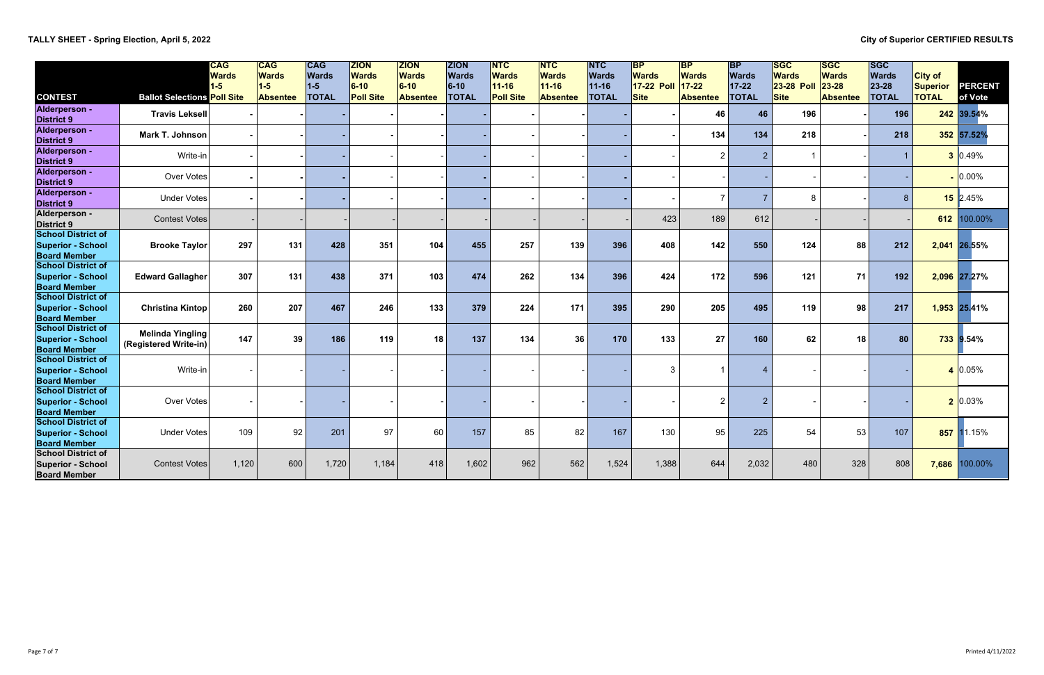**TALLY SHEET - Spring Election, April 5, 2022**

**City of Superior CERTIFIED RESULTS**

| CONTEST | Ballot Selections | CAG Wards 1-5 Poll Site | CAG Wards 1-5 Absentee | CAG Wards 1-5 TOTAL | ZION Wards 6-10 Poll Site | ZION Wards 6-10 Absentee | ZION Wards 6-10 TOTAL | NTC Wards 11-16 Poll Site | NTC Wards 11-16 Absentee | NTC Wards 11-16 TOTAL | BP Wards 17-22 Poll Site | BP Wards 17-22 Absentee | BP Wards 17-22 TOTAL | SGC Wards 23-28 Poll Site | SGC Wards 23-28 Absentee | SGC Wards 23-28 TOTAL | City of Superior TOTAL | PERCENT of Vote |
|---|---|---|---|---|---|---|---|---|---|---|---|---|---|---|---|---|---|---|
| Alderperson - District 9 | Travis Leksell | - | - | - | - | - | - | - | - | - | - | 46 | 46 | 196 | - | 196 | 242 | 39.54% |
| Alderperson - District 9 | Mark T. Johnson | - | - | - | - | - | - | - | - | - | - | 134 | 134 | 218 | - | 218 | 352 | 57.52% |
| Alderperson - District 9 | Write-in | - | - | - | - | - | - | - | - | - | - | 2 | 2 | 1 | - | 1 | 3 | 0.49% |
| Alderperson - District 9 | Over Votes | - | - | - | - | - | - | - | - | - | - | - | - | - | - | - | - | 0.00% |
| Alderperson - District 9 | Under Votes | - | - | - | - | - | - | - | - | - | - | 7 | 7 | 8 | - | 8 | 15 | 2.45% |
| Alderperson - District 9 | Contest Votes | - | - | - | - | - | - | - | - | - | 423 | 189 | 612 | - | - | - | 612 | 100.00% |
| School District of Superior - School Board Member | Brooke Taylor | 297 | 131 | 428 | 351 | 104 | 455 | 257 | 139 | 396 | 408 | 142 | 550 | 124 | 88 | 212 | 2,041 | 26.55% |
| School District of Superior - School Board Member | Edward Gallagher | 307 | 131 | 438 | 371 | 103 | 474 | 262 | 134 | 396 | 424 | 172 | 596 | 121 | 71 | 192 | 2,096 | 27.27% |
| School District of Superior - School Board Member | Christina Kintop | 260 | 207 | 467 | 246 | 133 | 379 | 224 | 171 | 395 | 290 | 205 | 495 | 119 | 98 | 217 | 1,953 | 25.41% |
| School District of Superior - School Board Member | Melinda Yingling (Registered Write-in) | 147 | 39 | 186 | 119 | 18 | 137 | 134 | 36 | 170 | 133 | 27 | 160 | 62 | 18 | 80 | 733 | 9.54% |
| School District of Superior - School Board Member | Write-in | - | - | - | - | - | - | - | - | - | 3 | 1 | 4 | - | - | - | 4 | 0.05% |
| School District of Superior - School Board Member | Over Votes | - | - | - | - | - | - | - | - | - | - | 2 | 2 | - | - | - | 2 | 0.03% |
| School District of Superior - School Board Member | Under Votes | 109 | 92 | 201 | 97 | 60 | 157 | 85 | 82 | 167 | 130 | 95 | 225 | 54 | 53 | 107 | 857 | 11.15% |
| School District of Superior - School Board Member | Contest Votes | 1,120 | 600 | 1,720 | 1,184 | 418 | 1,602 | 962 | 562 | 1,524 | 1,388 | 644 | 2,032 | 480 | 328 | 808 | 7,686 | 100.00% |

Printed 4/11/2022